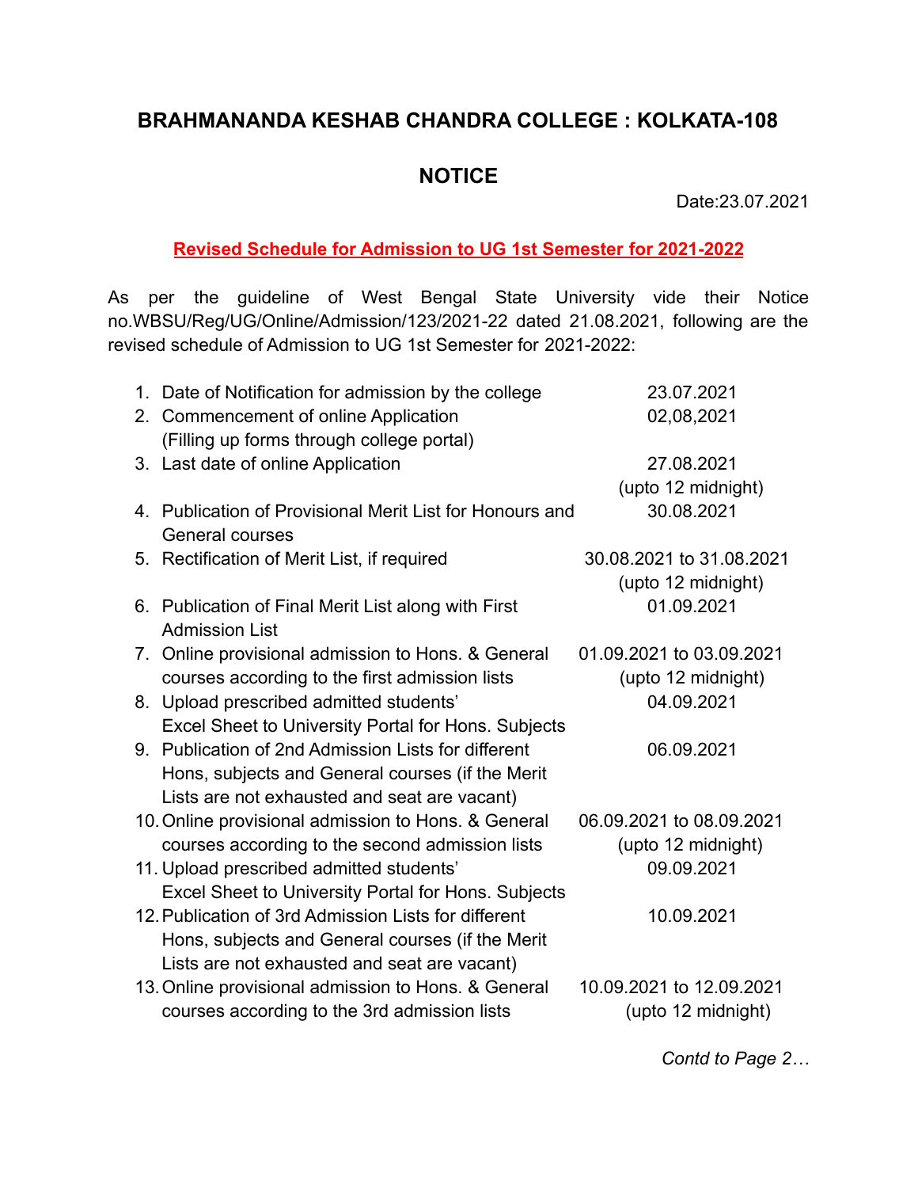## BRAHMANANDA KESHAB CHANDRA COLLEGE : KOLKATA-108

## NOTICE

Date:23.07.2021

**Revised Schedule for Admission to UG 1st Semester for 2021-2022**

As per the guideline of West Bengal State University vide their Notice no.WBSU/Reg/UG/Online/Admission/123/2021-22 dated 21.08.2021, following are the revised schedule of Admission to UG 1st Semester for 2021-2022:

| | | |
|---|---|---|
| 1. | Date of Notification for admission by the college | 23.07.2021 |
| 2. | Commencement of online Application (Filling up forms through college portal) | 02,08,2021 |
| 3. | Last date of online Application | 27.08.2021 (upto 12 midnight) |
| 4. | Publication of Provisional Merit List for Honours and General courses | 30.08.2021 |
| 5. | Rectification of Merit List, if required | 30.08.2021 to 31.08.2021 (upto 12 midnight) |
| 6. | Publication of Final Merit List along with First Admission List | 01.09.2021 |
| 7. | Online provisional admission to Hons. & General courses according to the first admission lists | 01.09.2021 to 03.09.2021 (upto 12 midnight) |
| 8. | Upload prescribed admitted students' Excel Sheet to University Portal for Hons. Subjects | 04.09.2021 |
| 9. | Publication of 2nd Admission Lists for different Hons, subjects and General courses (if the Merit Lists are not exhausted and seat are vacant) | 06.09.2021 |
| 10. | Online provisional admission to Hons. & General courses according to the second admission lists | 06.09.2021 to 08.09.2021 (upto 12 midnight) |
| 11. | Upload prescribed admitted students' Excel Sheet to University Portal for Hons. Subjects | 09.09.2021 |
| 12. | Publication of 3rd Admission Lists for different Hons, subjects and General courses (if the Merit Lists are not exhausted and seat are vacant) | 10.09.2021 |
| 13. | Online provisional admission to Hons. & General courses according to the 3rd admission lists | 10.09.2021 to 12.09.2021 (upto 12 midnight) |

*Contd to Page 2…*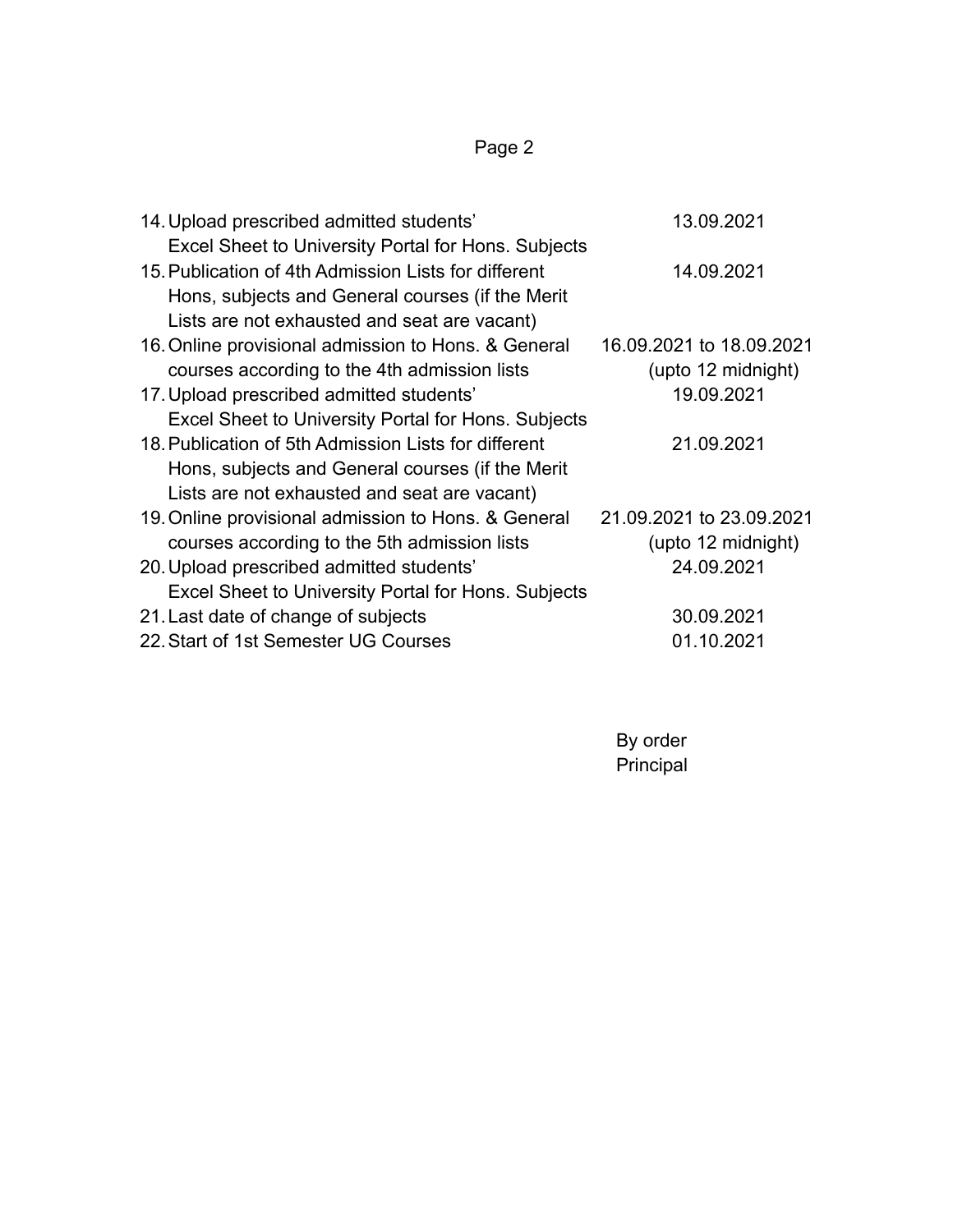| | | |
|---|---|---|
| 14. | Upload prescribed admitted students' Excel Sheet to University Portal for Hons. Subjects | 13.09.2021 |
| 15. | Publication of 4th Admission Lists for different Hons, subjects and General courses (if the Merit Lists are not exhausted and seat are vacant) | 14.09.2021 |
| 16. | Online provisional admission to Hons. & General courses according to the 4th admission lists | 16.09.2021 to 18.09.2021 (upto 12 midnight) |
| 17. | Upload prescribed admitted students' Excel Sheet to University Portal for Hons. Subjects | 19.09.2021 |
| 18. | Publication of 5th Admission Lists for different Hons, subjects and General courses (if the Merit Lists are not exhausted and seat are vacant) | 21.09.2021 |
| 19. | Online provisional admission to Hons. & General courses according to the 5th admission lists | 21.09.2021 to 23.09.2021 (upto 12 midnight) |
| 20. | Upload prescribed admitted students' Excel Sheet to University Portal for Hons. Subjects | 24.09.2021 |
| 21. | Last date of change of subjects | 30.09.2021 |
| 22. | Start of 1st Semester UG Courses | 01.10.2021 |

By order
Principal